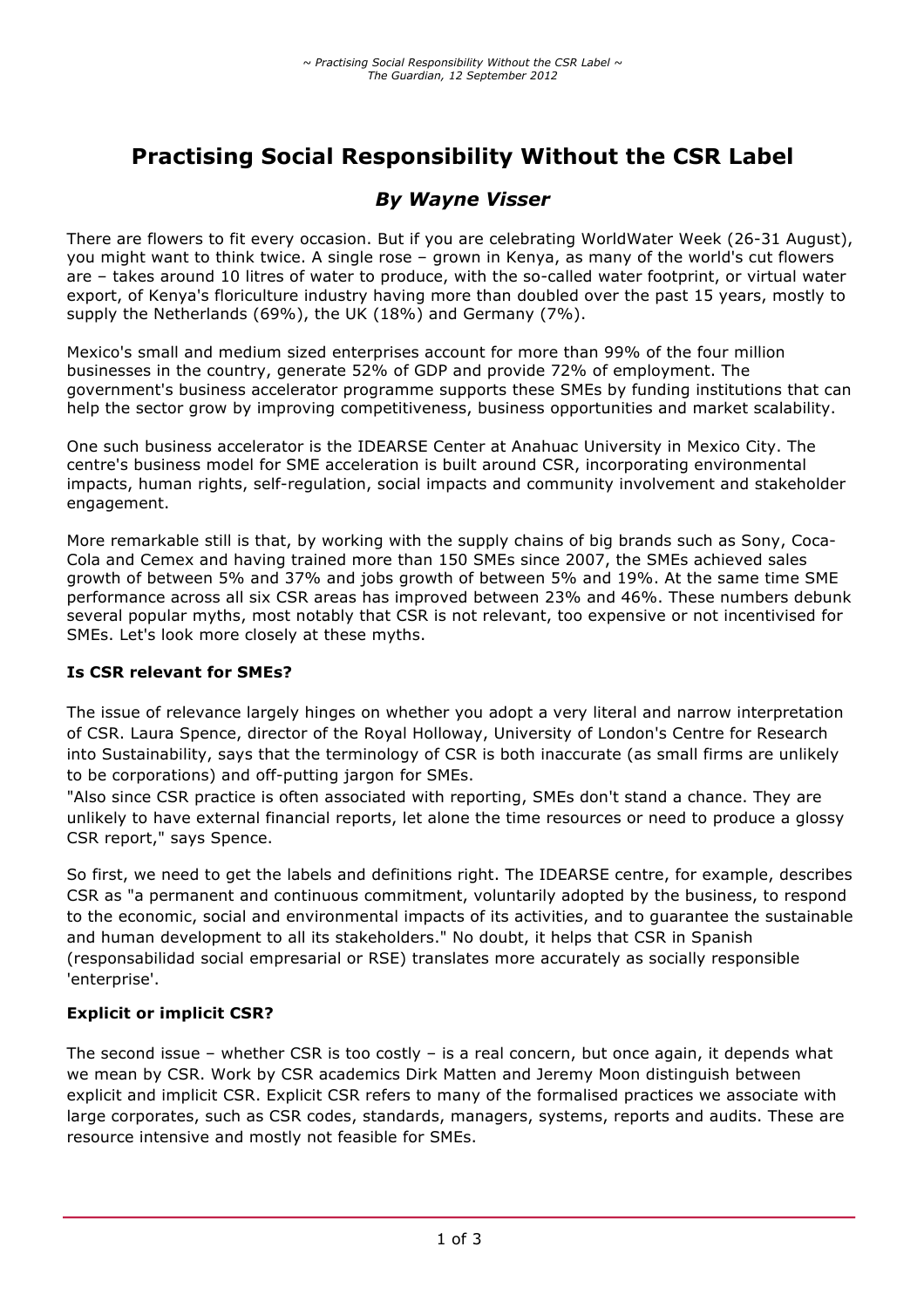# Practising Social Responsibility Without the CSR Label

## *By Wayne Visser*

There are flowers to fit every occasion. But if you are celebrating WorldWater Week (26-31 August), you might want to think twice. A single rose – grown in Kenya, as many of the world's cut flowers are – takes around 10 litres of water to produce, with the so-called water footprint, or virtual water export, of Kenya's floriculture industry having more than doubled over the past 15 years, mostly to supply the Netherlands (69%), the UK (18%) and Germany (7%).

Mexico's small and medium sized enterprises account for more than 99% of the four million businesses in the country, generate 52% of GDP and provide 72% of employment. The government's business accelerator programme supports these SMEs by funding institutions that can help the sector grow by improving competitiveness, business opportunities and market scalability.

One such business accelerator is the IDEARSE Center at Anahuac University in Mexico City. The centre's business model for SME acceleration is built around CSR, incorporating environmental impacts, human rights, self-regulation, social impacts and community involvement and stakeholder engagement.

More remarkable still is that, by working with the supply chains of big brands such as Sony, Coca-Cola and Cemex and having trained more than 150 SMEs since 2007, the SMEs achieved sales growth of between 5% and 37% and jobs growth of between 5% and 19%. At the same time SME performance across all six CSR areas has improved between 23% and 46%. These numbers debunk several popular myths, most notably that CSR is not relevant, too expensive or not incentivised for SMEs. Let's look more closely at these myths.

### Is CSR relevant for SMEs?

The issue of relevance largely hinges on whether you adopt a very literal and narrow interpretation of CSR. Laura Spence, director of the Royal Holloway, University of London's Centre for Research into Sustainability, says that the terminology of CSR is both inaccurate (as small firms are unlikely to be corporations) and off-putting jargon for SMEs.

"Also since CSR practice is often associated with reporting, SMEs don't stand a chance. They are unlikely to have external financial reports, let alone the time resources or need to produce a glossy CSR report," says Spence.

So first, we need to get the labels and definitions right. The IDEARSE centre, for example, describes CSR as "a permanent and continuous commitment, voluntarily adopted by the business, to respond to the economic, social and environmental impacts of its activities, and to guarantee the sustainable and human development to all its stakeholders." No doubt, it helps that CSR in Spanish (responsabilidad social empresarial or RSE) translates more accurately as socially responsible 'enterprise'.

### Explicit or implicit CSR?

The second issue – whether CSR is too costly – is a real concern, but once again, it depends what we mean by CSR. Work by CSR academics Dirk Matten and Jeremy Moon distinguish between explicit and implicit CSR. Explicit CSR refers to many of the formalised practices we associate with large corporates, such as CSR codes, standards, managers, systems, reports and audits. These are resource intensive and mostly not feasible for SMEs.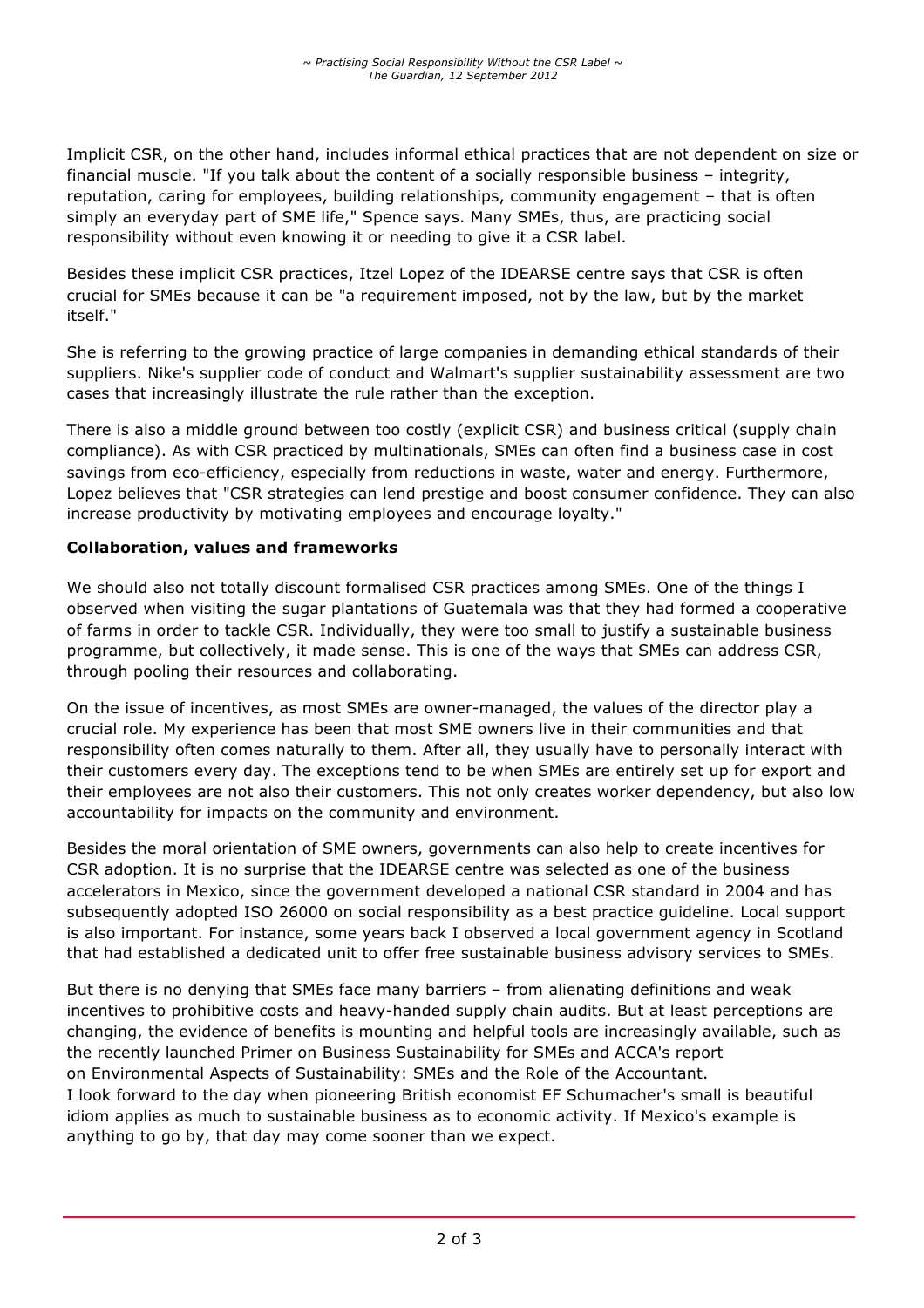Implicit CSR, on the other hand, includes informal ethical practices that are not dependent on size or financial muscle. "If you talk about the content of a socially responsible business – integrity, reputation, caring for employees, building relationships, community engagement – that is often simply an everyday part of SME life," Spence says. Many SMEs, thus, are practicing social responsibility without even knowing it or needing to give it a CSR label.

Besides these implicit CSR practices, Itzel Lopez of the IDEARSE centre says that CSR is often crucial for SMEs because it can be "a requirement imposed, not by the law, but by the market itself."

She is referring to the growing practice of large companies in demanding ethical standards of their suppliers. Nike's supplier code of conduct and Walmart's supplier sustainability assessment are two cases that increasingly illustrate the rule rather than the exception.

There is also a middle ground between too costly (explicit CSR) and business critical (supply chain compliance). As with CSR practiced by multinationals, SMEs can often find a business case in cost savings from eco-efficiency, especially from reductions in waste, water and energy. Furthermore, Lopez believes that "CSR strategies can lend prestige and boost consumer confidence. They can also increase productivity by motivating employees and encourage loyalty."

## Collaboration, values and frameworks

We should also not totally discount formalised CSR practices among SMEs. One of the things I observed when visiting the sugar plantations of Guatemala was that they had formed a cooperative of farms in order to tackle CSR. Individually, they were too small to justify a sustainable business programme, but collectively, it made sense. This is one of the ways that SMEs can address CSR, through pooling their resources and collaborating.

On the issue of incentives, as most SMEs are owner-managed, the values of the director play a crucial role. My experience has been that most SME owners live in their communities and that responsibility often comes naturally to them. After all, they usually have to personally interact with their customers every day. The exceptions tend to be when SMEs are entirely set up for export and their employees are not also their customers. This not only creates worker dependency, but also low accountability for impacts on the community and environment.

Besides the moral orientation of SME owners, governments can also help to create incentives for CSR adoption. It is no surprise that the IDEARSE centre was selected as one of the business accelerators in Mexico, since the government developed a national CSR standard in 2004 and has subsequently adopted ISO 26000 on social responsibility as a best practice guideline. Local support is also important. For instance, some years back I observed a local government agency in Scotland that had established a dedicated unit to offer free sustainable business advisory services to SMEs.

But there is no denying that SMEs face many barriers – from alienating definitions and weak incentives to prohibitive costs and heavy-handed supply chain audits. But at least perceptions are changing, the evidence of benefits is mounting and helpful tools are increasingly available, such as the recently launched Primer on Business Sustainability for SMEs and ACCA's report on Environmental Aspects of Sustainability: SMEs and the Role of the Accountant.

I look forward to the day when pioneering British economist EF Schumacher's small is beautiful idiom applies as much to sustainable business as to economic activity. If Mexico's example is anything to go by, that day may come sooner than we expect.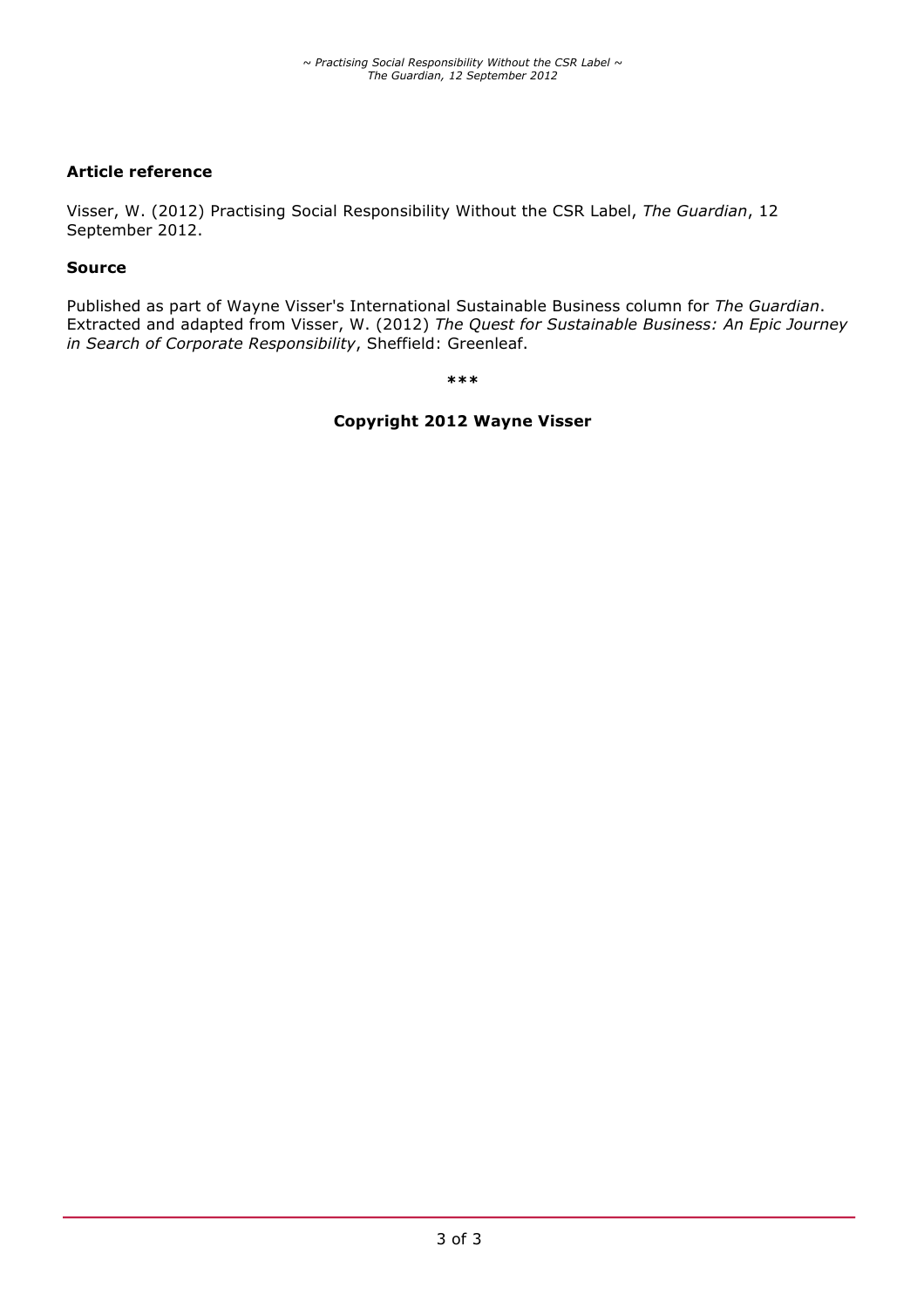**Article reference**

Visser, W. (2012) Practising Social Responsibility Without the CSR Label, *The Guardian*, 12 September 2012.

**Source**

Published as part of Wayne Visser's International Sustainable Business column for *The Guardian*. Extracted and adapted from Visser, W. (2012) *The Quest for Sustainable Business: An Epic Journey in Search of Corporate Responsibility*, Sheffield: Greenleaf.

***

**Copyright 2012 Wayne Visser**